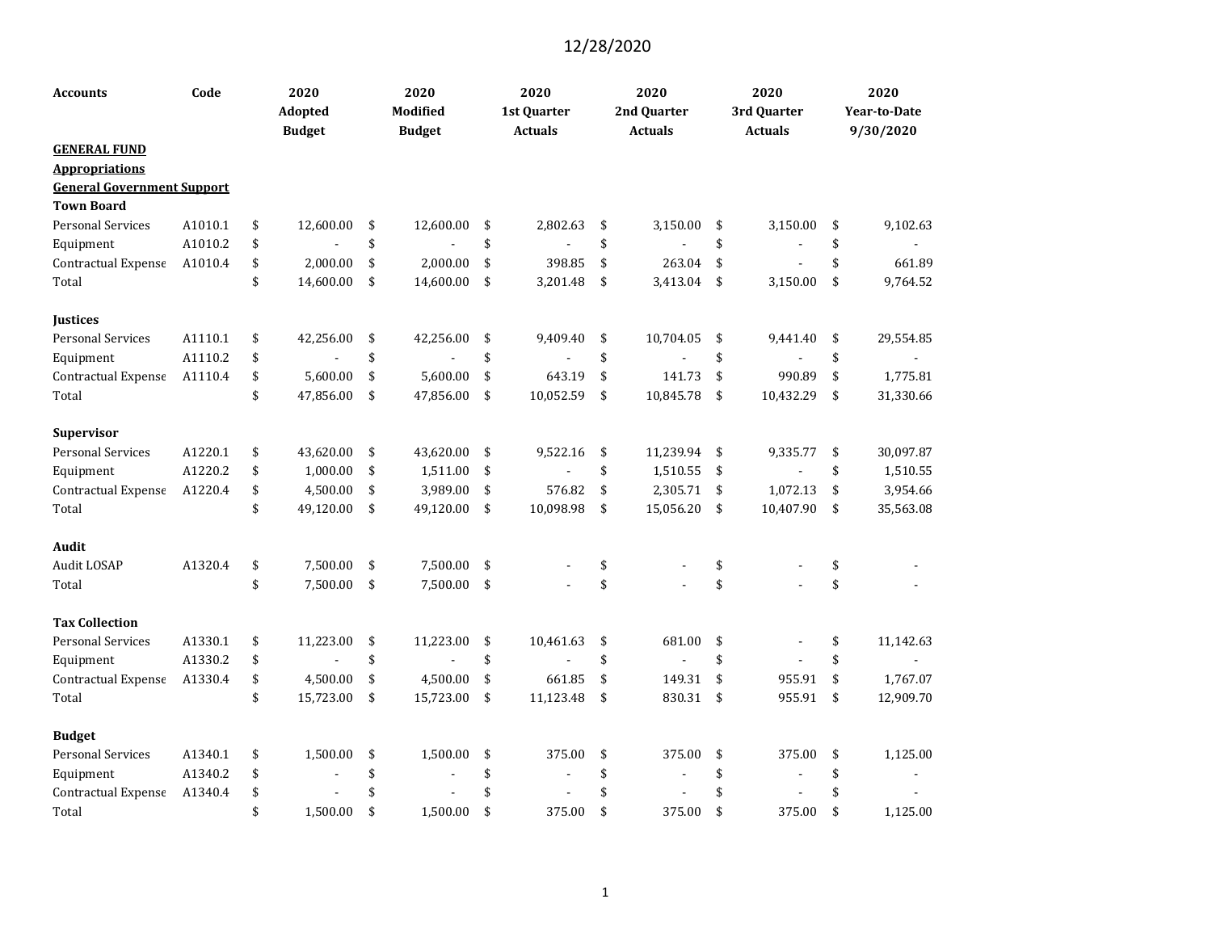12/28/2020

| Accounts | Code | 2020 Adopted Budget | 2020 Modified Budget | 2020 1st Quarter Actuals | 2020 2nd Quarter Actuals | 2020 3rd Quarter Actuals | 2020 Year-to-Date 9/30/2020 |
|---|---|---|---|---|---|---|---|
| **GENERAL FUND** | | | | | | | |
| **Appropriations** | | | | | | | |
| **General Government Support** | | | | | | | |
| **Town Board** | | | | | | | |
| Personal Services | A1010.1 | $ 12,600.00 | $ 12,600.00 | $ 2,802.63 | $ 3,150.00 | $ 3,150.00 | $ 9,102.63 |
| Equipment | A1010.2 | $ - | $ - | $ - | $ - | $ - | $ - |
| Contractual Expense | A1010.4 | $ 2,000.00 | $ 2,000.00 | $ 398.85 | $ 263.04 | $ - | $ 661.89 |
| Total | | $ 14,600.00 | $ 14,600.00 | $ 3,201.48 | $ 3,413.04 | $ 3,150.00 | $ 9,764.52 |
| | | | | | | | |
| **Justices** | | | | | | | |
| Personal Services | A1110.1 | $ 42,256.00 | $ 42,256.00 | $ 9,409.40 | $ 10,704.05 | $ 9,441.40 | $ 29,554.85 |
| Equipment | A1110.2 | $ - | $ - | $ - | $ - | $ - | $ - |
| Contractual Expense | A1110.4 | $ 5,600.00 | $ 5,600.00 | $ 643.19 | $ 141.73 | $ 990.89 | $ 1,775.81 |
| Total | | $ 47,856.00 | $ 47,856.00 | $ 10,052.59 | $ 10,845.78 | $ 10,432.29 | $ 31,330.66 |
| | | | | | | | |
| **Supervisor** | | | | | | | |
| Personal Services | A1220.1 | $ 43,620.00 | $ 43,620.00 | $ 9,522.16 | $ 11,239.94 | $ 9,335.77 | $ 30,097.87 |
| Equipment | A1220.2 | $ 1,000.00 | $ 1,511.00 | $ - | $ 1,510.55 | $ - | $ 1,510.55 |
| Contractual Expense | A1220.4 | $ 4,500.00 | $ 3,989.00 | $ 576.82 | $ 2,305.71 | $ 1,072.13 | $ 3,954.66 |
| Total | | $ 49,120.00 | $ 49,120.00 | $ 10,098.98 | $ 15,056.20 | $ 10,407.90 | $ 35,563.08 |
| | | | | | | | |
| **Audit** | | | | | | | |
| Audit LOSAP | A1320.4 | $ 7,500.00 | $ 7,500.00 | $ - | $ - | $ - | $ - |
| Total | | $ 7,500.00 | $ 7,500.00 | $ - | $ - | $ - | $ - |
| | | | | | | | |
| **Tax Collection** | | | | | | | |
| Personal Services | A1330.1 | $ 11,223.00 | $ 11,223.00 | $ 10,461.63 | $ 681.00 | $ - | $ 11,142.63 |
| Equipment | A1330.2 | $ - | $ - | $ - | $ - | $ - | $ - |
| Contractual Expense | A1330.4 | $ 4,500.00 | $ 4,500.00 | $ 661.85 | $ 149.31 | $ 955.91 | $ 1,767.07 |
| Total | | $ 15,723.00 | $ 15,723.00 | $ 11,123.48 | $ 830.31 | $ 955.91 | $ 12,909.70 |
| | | | | | | | |
| **Budget** | | | | | | | |
| Personal Services | A1340.1 | $ 1,500.00 | $ 1,500.00 | $ 375.00 | $ 375.00 | $ 375.00 | $ 1,125.00 |
| Equipment | A1340.2 | $ - | $ - | $ - | $ - | $ - | $ - |
| Contractual Expense | A1340.4 | $ - | $ - | $ - | $ - | $ - | $ - |
| Total | | $ 1,500.00 | $ 1,500.00 | $ 375.00 | $ 375.00 | $ 375.00 | $ 1,125.00 |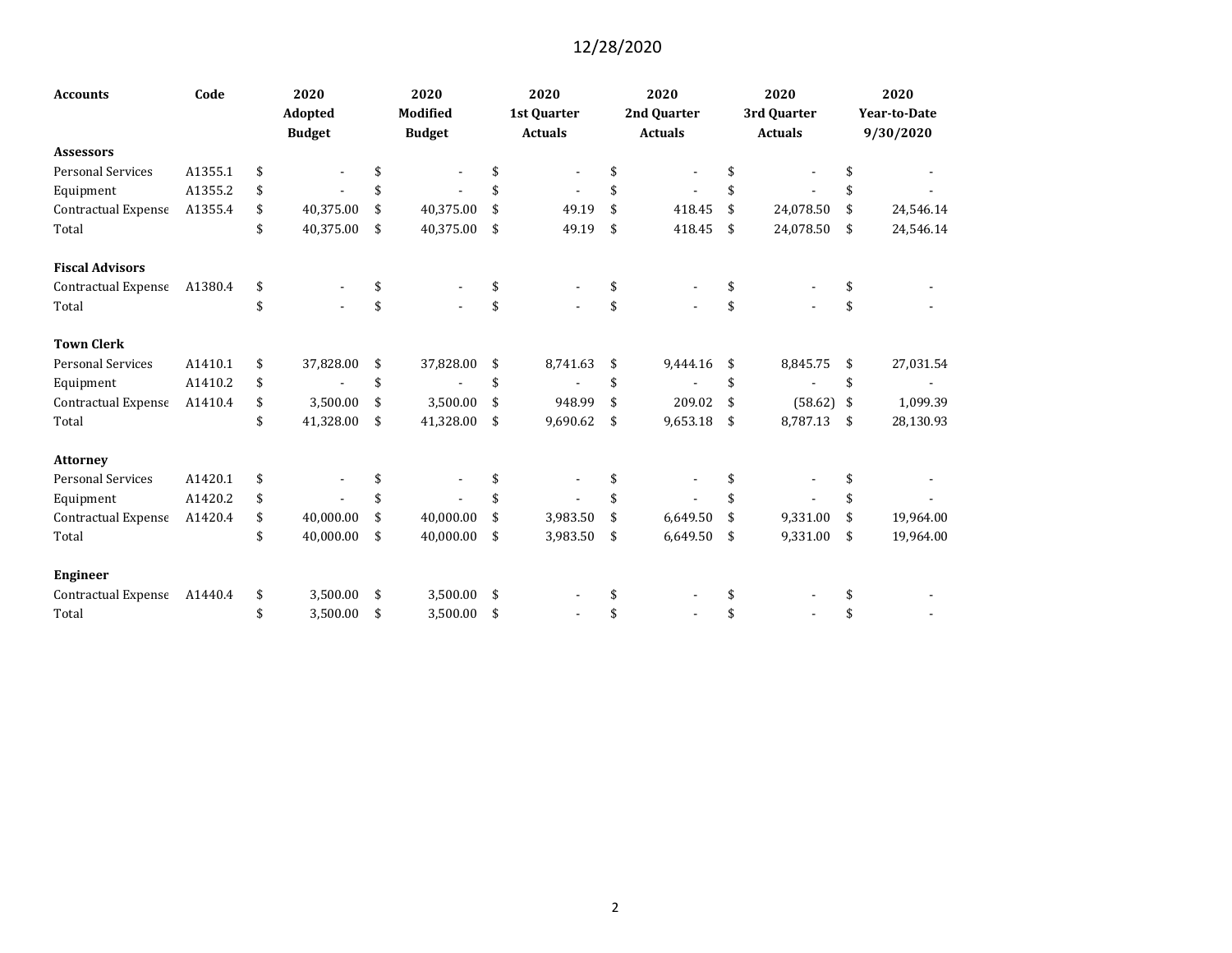12/28/2020

| Accounts | Code | 2020 Adopted Budget | 2020 Modified Budget | 2020 1st Quarter Actuals | 2020 2nd Quarter Actuals | 2020 3rd Quarter Actuals | 2020 Year-to-Date 9/30/2020 |
|---|---|---|---|---|---|---|---|
| **Assessors** | | | | | | | |
| Personal Services | A1355.1 | $ - | $ - | $ - | $ - | $ - | $ - |
| Equipment | A1355.2 | $ - | $ - | $ - | $ - | $ - | $ - |
| Contractual Expense | A1355.4 | $ 40,375.00 | $ 40,375.00 | $ 49.19 | $ 418.45 | $ 24,078.50 | $ 24,546.14 |
| Total | | $ 40,375.00 | $ 40,375.00 | $ 49.19 | $ 418.45 | $ 24,078.50 | $ 24,546.14 |
| | | | | | | | |
| **Fiscal Advisors** | | | | | | | |
| Contractual Expense | A1380.4 | $ - | $ - | $ - | $ - | $ - | $ - |
| Total | | $ - | $ - | $ - | $ - | $ - | $ - |
| | | | | | | | |
| **Town Clerk** | | | | | | | |
| Personal Services | A1410.1 | $ 37,828.00 | $ 37,828.00 | $ 8,741.63 | $ 9,444.16 | $ 8,845.75 | $ 27,031.54 |
| Equipment | A1410.2 | $ - | $ - | $ - | $ - | $ - | $ - |
| Contractual Expense | A1410.4 | $ 3,500.00 | $ 3,500.00 | $ 948.99 | $ 209.02 | $ (58.62) | $ 1,099.39 |
| Total | | $ 41,328.00 | $ 41,328.00 | $ 9,690.62 | $ 9,653.18 | $ 8,787.13 | $ 28,130.93 |
| | | | | | | | |
| **Attorney** | | | | | | | |
| Personal Services | A1420.1 | $ - | $ - | $ - | $ - | $ - | $ - |
| Equipment | A1420.2 | $ - | $ - | $ - | $ - | $ - | $ - |
| Contractual Expense | A1420.4 | $ 40,000.00 | $ 40,000.00 | $ 3,983.50 | $ 6,649.50 | $ 9,331.00 | $ 19,964.00 |
| Total | | $ 40,000.00 | $ 40,000.00 | $ 3,983.50 | $ 6,649.50 | $ 9,331.00 | $ 19,964.00 |
| | | | | | | | |
| **Engineer** | | | | | | | |
| Contractual Expense | A1440.4 | $ 3,500.00 | $ 3,500.00 | $ - | $ - | $ - | $ - |
| Total | | $ 3,500.00 | $ 3,500.00 | $ - | $ - | $ - | $ - |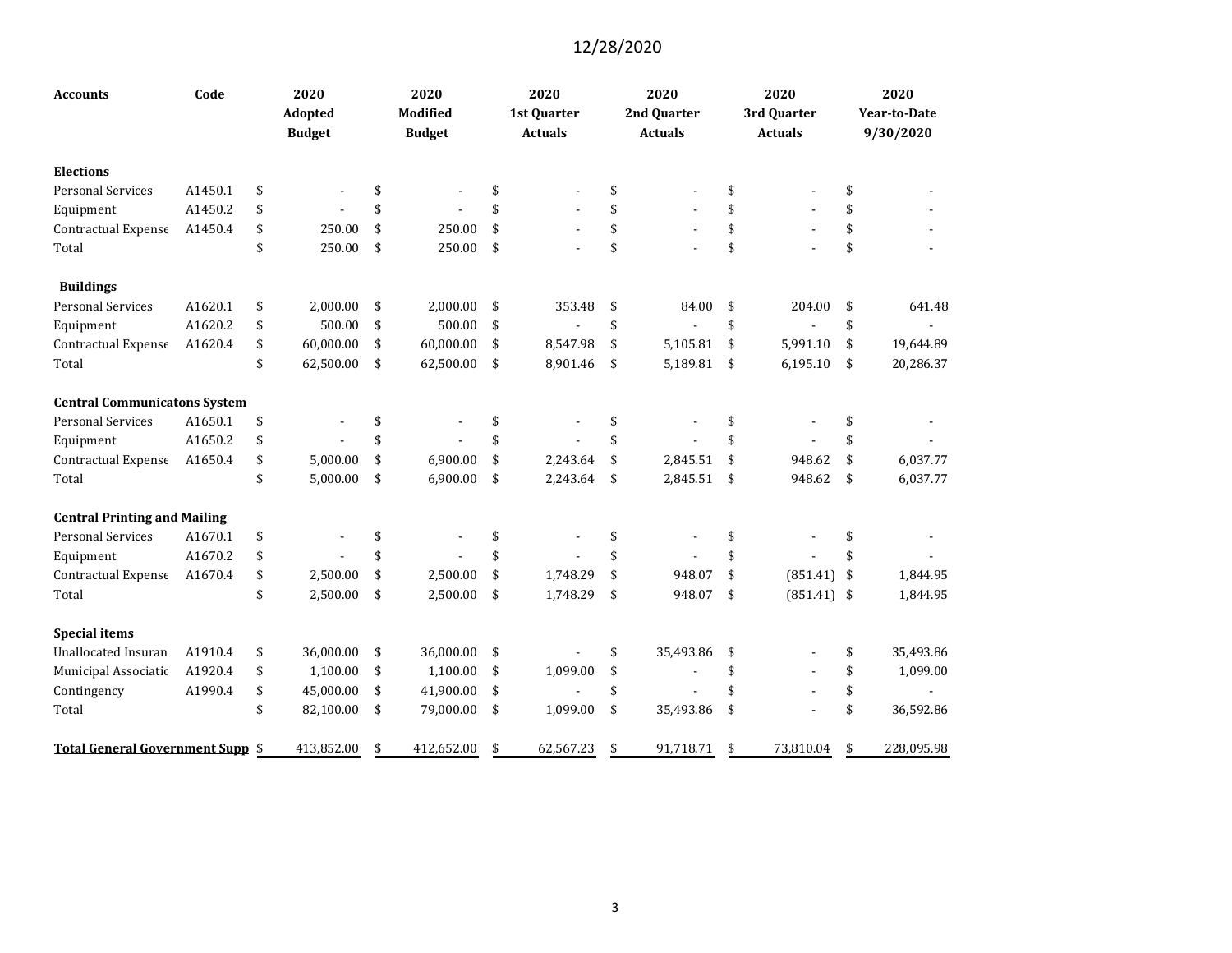12/28/2020

| Accounts | Code | 2020 Adopted Budget | 2020 Modified Budget | 2020 1st Quarter Actuals | 2020 2nd Quarter Actuals | 2020 3rd Quarter Actuals | 2020 Year-to-Date 9/30/2020 |
|---|---|---|---|---|---|---|---|
| **Elections** | | | | | | | |
| Personal Services | A1450.1 | $ - | $ - | $ - | $ - | $ - | $ - |
| Equipment | A1450.2 | $ - | $ - | $ - | $ - | $ - | $ - |
| Contractual Expense | A1450.4 | $ 250.00 | $ 250.00 | $ - | $ - | $ - | $ - |
| Total | | $ 250.00 | $ 250.00 | $ - | $ - | $ - | $ - |
| **Buildings** | | | | | | | |
| Personal Services | A1620.1 | $ 2,000.00 | $ 2,000.00 | $ 353.48 | $ 84.00 | $ 204.00 | $ 641.48 |
| Equipment | A1620.2 | $ 500.00 | $ 500.00 | $ - | $ - | $ - | $ - |
| Contractual Expense | A1620.4 | $ 60,000.00 | $ 60,000.00 | $ 8,547.98 | $ 5,105.81 | $ 5,991.10 | $ 19,644.89 |
| Total | | $ 62,500.00 | $ 62,500.00 | $ 8,901.46 | $ 5,189.81 | $ 6,195.10 | $ 20,286.37 |
| **Central Communicatons System** | | | | | | | |
| Personal Services | A1650.1 | $ - | $ - | $ - | $ - | $ - | $ - |
| Equipment | A1650.2 | $ - | $ - | $ - | $ - | $ - | $ - |
| Contractual Expense | A1650.4 | $ 5,000.00 | $ 6,900.00 | $ 2,243.64 | $ 2,845.51 | $ 948.62 | $ 6,037.77 |
| Total | | $ 5,000.00 | $ 6,900.00 | $ 2,243.64 | $ 2,845.51 | $ 948.62 | $ 6,037.77 |
| **Central Printing and Mailing** | | | | | | | |
| Personal Services | A1670.1 | $ - | $ - | $ - | $ - | $ - | $ - |
| Equipment | A1670.2 | $ - | $ - | $ - | $ - | $ - | $ - |
| Contractual Expense | A1670.4 | $ 2,500.00 | $ 2,500.00 | $ 1,748.29 | $ 948.07 | $ (851.41) | $ 1,844.95 |
| Total | | $ 2,500.00 | $ 2,500.00 | $ 1,748.29 | $ 948.07 | $ (851.41) | $ 1,844.95 |
| **Special items** | | | | | | | |
| Unallocated Insuran | A1910.4 | $ 36,000.00 | $ 36,000.00 | $ - | $ 35,493.86 | $ - | $ 35,493.86 |
| Municipal Associatic | A1920.4 | $ 1,100.00 | $ 1,100.00 | $ 1,099.00 | $ - | $ - | $ 1,099.00 |
| Contingency | A1990.4 | $ 45,000.00 | $ 41,900.00 | $ - | $ - | $ - | $ - |
| Total | | $ 82,100.00 | $ 79,000.00 | $ 1,099.00 | $ 35,493.86 | $ - | $ 36,592.86 |
| **Total General Government Supp** | | $ 413,852.00 | $ 412,652.00 | $ 62,567.23 | $ 91,718.71 | $ 73,810.04 | $ 228,095.98 |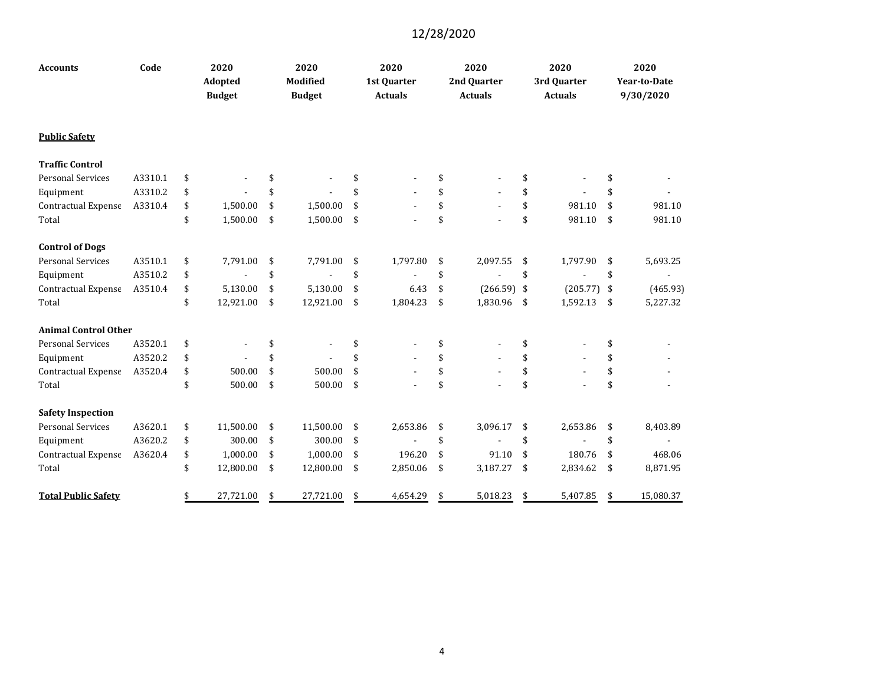12/28/2020

| Accounts | Code | 2020 Adopted Budget | 2020 Modified Budget | 2020 1st Quarter Actuals | 2020 2nd Quarter Actuals | 2020 3rd Quarter Actuals | 2020 Year-to-Date 9/30/2020 |
|---|---|---|---|---|---|---|---|
| **Public Safety** | | | | | | | |
| **Traffic Control** | | | | | | | |
| Personal Services | A3310.1 | $ - | $ - | $ - | $ - | $ - | $ - |
| Equipment | A3310.2 | $ - | $ - | $ - | $ - | $ - | $ - |
| Contractual Expense | A3310.4 | $ 1,500.00 | $ 1,500.00 | $ - | $ - | $ 981.10 | $ 981.10 |
| Total | | $ 1,500.00 | $ 1,500.00 | $ - | $ - | $ 981.10 | $ 981.10 |
| **Control of Dogs** | | | | | | | |
| Personal Services | A3510.1 | $ 7,791.00 | $ 7,791.00 | $ 1,797.80 | $ 2,097.55 | $ 1,797.90 | $ 5,693.25 |
| Equipment | A3510.2 | $ - | $ - | $ - | $ - | $ - | $ - |
| Contractual Expense | A3510.4 | $ 5,130.00 | $ 5,130.00 | $ 6.43 | $ (266.59) | $ (205.77) | $ (465.93) |
| Total | | $ 12,921.00 | $ 12,921.00 | $ 1,804.23 | $ 1,830.96 | $ 1,592.13 | $ 5,227.32 |
| **Animal Control Other** | | | | | | | |
| Personal Services | A3520.1 | $ - | $ - | $ - | $ - | $ - | $ - |
| Equipment | A3520.2 | $ - | $ - | $ - | $ - | $ - | $ - |
| Contractual Expense | A3520.4 | $ 500.00 | $ 500.00 | $ - | $ - | $ - | $ - |
| Total | | $ 500.00 | $ 500.00 | $ - | $ - | $ - | $ - |
| **Safety Inspection** | | | | | | | |
| Personal Services | A3620.1 | $ 11,500.00 | $ 11,500.00 | $ 2,653.86 | $ 3,096.17 | $ 2,653.86 | $ 8,403.89 |
| Equipment | A3620.2 | $ 300.00 | $ 300.00 | $ - | $ - | $ - | $ - |
| Contractual Expense | A3620.4 | $ 1,000.00 | $ 1,000.00 | $ 196.20 | $ 91.10 | $ 180.76 | $ 468.06 |
| Total | | $ 12,800.00 | $ 12,800.00 | $ 2,850.06 | $ 3,187.27 | $ 2,834.62 | $ 8,871.95 |
| **Total Public Safety** | | $ 27,721.00 | $ 27,721.00 | $ 4,654.29 | $ 5,018.23 | $ 5,407.85 | $ 15,080.37 |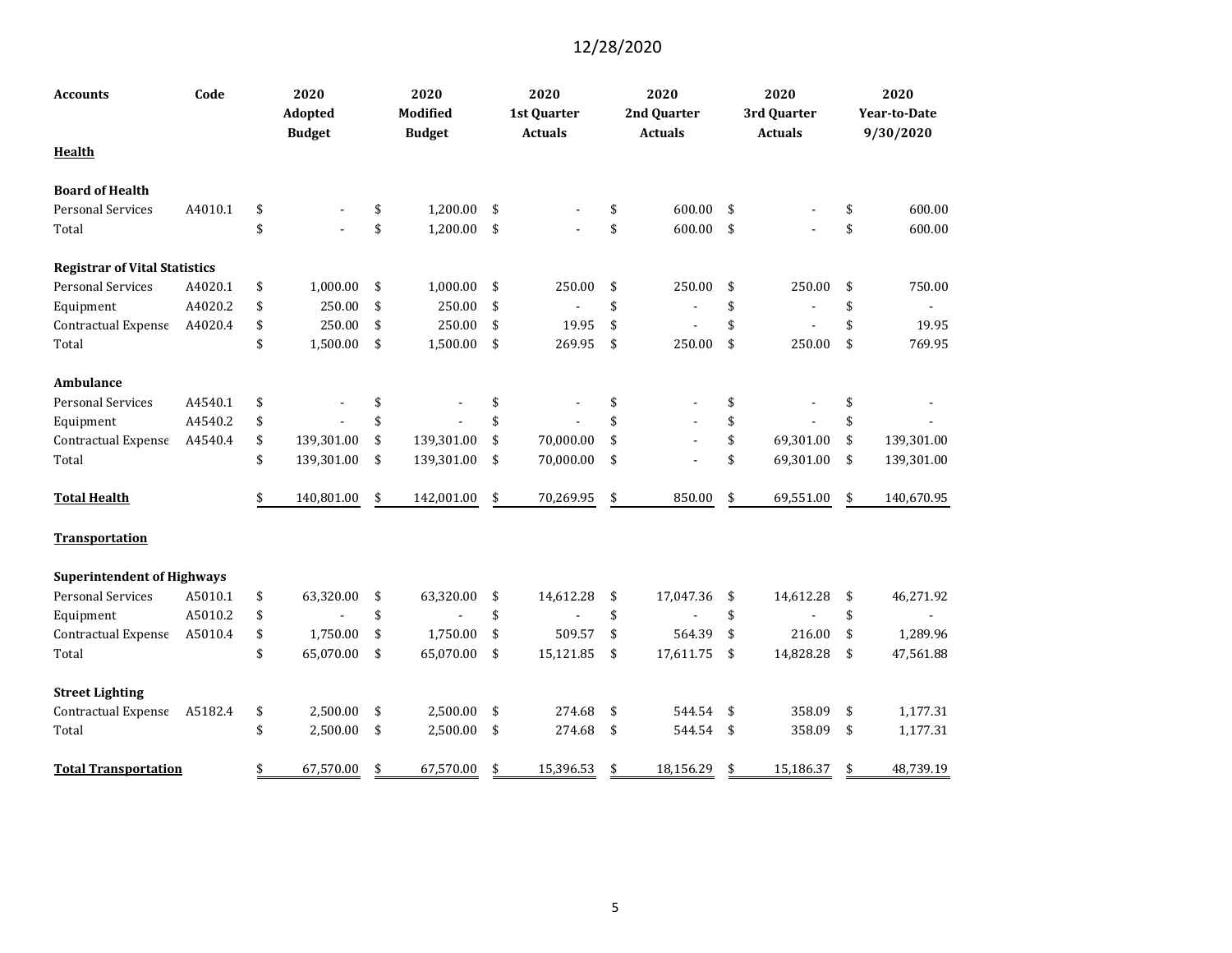12/28/2020

| Accounts | Code | 2020 Adopted Budget | 2020 Modified Budget | 2020 1st Quarter Actuals | 2020 2nd Quarter Actuals | 2020 3rd Quarter Actuals | 2020 Year-to-Date 9/30/2020 |
|---|---|---|---|---|---|---|---|
| **Health** | | | | | | | |
| **Board of Health** | | | | | | | |
| Personal Services | A4010.1 | $ - | $ 1,200.00 | $ - | $ 600.00 | $ - | $ 600.00 |
| Total | | $ - | $ 1,200.00 | $ - | $ 600.00 | $ - | $ 600.00 |
| **Registrar of Vital Statistics** | | | | | | | |
| Personal Services | A4020.1 | $ 1,000.00 | $ 1,000.00 | $ 250.00 | $ 250.00 | $ 250.00 | $ 750.00 |
| Equipment | A4020.2 | $ 250.00 | $ 250.00 | $ - | $ - | $ - | $ - |
| Contractual Expense | A4020.4 | $ 250.00 | $ 250.00 | $ 19.95 | $ - | $ - | $ 19.95 |
| Total | | $ 1,500.00 | $ 1,500.00 | $ 269.95 | $ 250.00 | $ 250.00 | $ 769.95 |
| **Ambulance** | | | | | | | |
| Personal Services | A4540.1 | $ - | $ - | $ - | $ - | $ - | $ - |
| Equipment | A4540.2 | $ - | $ - | $ - | $ - | $ - | $ - |
| Contractual Expense | A4540.4 | $ 139,301.00 | $ 139,301.00 | $ 70,000.00 | $ - | $ 69,301.00 | $ 139,301.00 |
| Total | | $ 139,301.00 | $ 139,301.00 | $ 70,000.00 | $ - | $ 69,301.00 | $ 139,301.00 |
| **Total Health** | | $ 140,801.00 | $ 142,001.00 | $ 70,269.95 | $ 850.00 | $ 69,551.00 | $ 140,670.95 |
| **Transportation** | | | | | | | |
| **Superintendent of Highways** | | | | | | | |
| Personal Services | A5010.1 | $ 63,320.00 | $ 63,320.00 | $ 14,612.28 | $ 17,047.36 | $ 14,612.28 | $ 46,271.92 |
| Equipment | A5010.2 | $ - | $ - | $ - | $ - | $ - | $ - |
| Contractual Expense | A5010.4 | $ 1,750.00 | $ 1,750.00 | $ 509.57 | $ 564.39 | $ 216.00 | $ 1,289.96 |
| Total | | $ 65,070.00 | $ 65,070.00 | $ 15,121.85 | $ 17,611.75 | $ 14,828.28 | $ 47,561.88 |
| **Street Lighting** | | | | | | | |
| Contractual Expense | A5182.4 | $ 2,500.00 | $ 2,500.00 | $ 274.68 | $ 544.54 | $ 358.09 | $ 1,177.31 |
| Total | | $ 2,500.00 | $ 2,500.00 | $ 274.68 | $ 544.54 | $ 358.09 | $ 1,177.31 |
| **Total Transportation** | | $ 67,570.00 | $ 67,570.00 | $ 15,396.53 | $ 18,156.29 | $ 15,186.37 | $ 48,739.19 |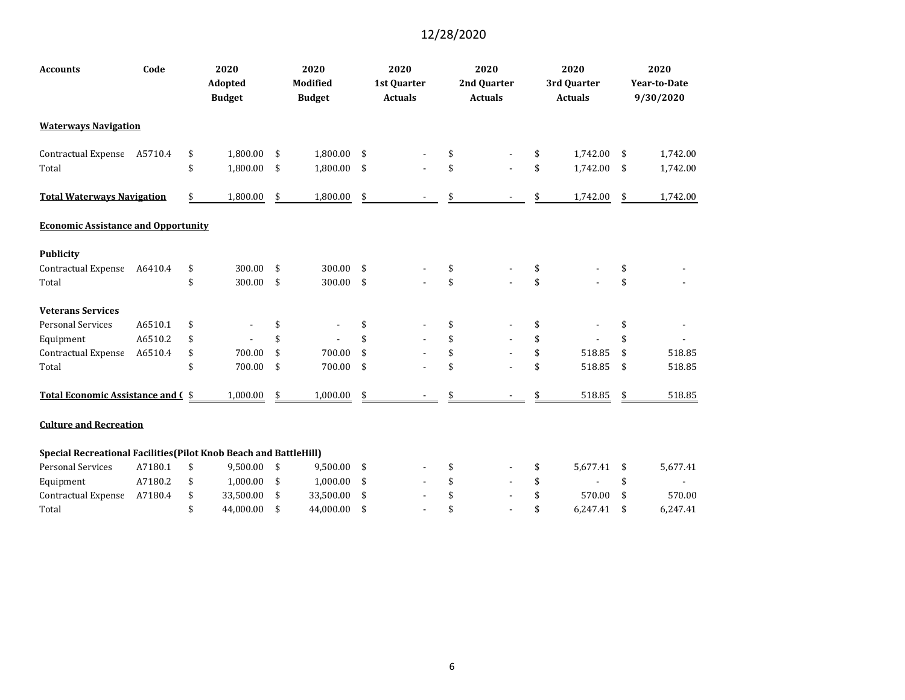12/28/2020

| Accounts | Code | 2020 Adopted Budget | 2020 Modified Budget | 2020 1st Quarter Actuals | 2020 2nd Quarter Actuals | 2020 3rd Quarter Actuals | 2020 Year-to-Date 9/30/2020 |
|---|---|---|---|---|---|---|---|
| **Waterways Navigation** | | | | | | | |
| Contractual Expense | A5710.4 | $ 1,800.00 | $ 1,800.00 | $ - | $ - | $ 1,742.00 | $ 1,742.00 |
| Total | | $ 1,800.00 | $ 1,800.00 | $ - | $ - | $ 1,742.00 | $ 1,742.00 |
| **Total Waterways Navigation** | | $ 1,800.00 | $ 1,800.00 | $ - | $ - | $ 1,742.00 | $ 1,742.00 |
| **Economic Assistance and Opportunity** | | | | | | | |
| **Publicity** | | | | | | | |
| Contractual Expense | A6410.4 | $ 300.00 | $ 300.00 | $ - | $ - | $ - | $ - |
| Total | | $ 300.00 | $ 300.00 | $ - | $ - | $ - | $ - |
| **Veterans Services** | | | | | | | |
| Personal Services | A6510.1 | $ - | $ - | $ - | $ - | $ - | $ - |
| Equipment | A6510.2 | $ - | $ - | $ - | $ - | $ - | $ - |
| Contractual Expense | A6510.4 | $ 700.00 | $ 700.00 | $ - | $ - | $ 518.85 | $ 518.85 |
| Total | | $ 700.00 | $ 700.00 | $ - | $ - | $ 518.85 | $ 518.85 |
| **Total Economic Assistance and (** | | $ 1,000.00 | $ 1,000.00 | $ - | $ - | $ 518.85 | $ 518.85 |
| **Culture and Recreation** | | | | | | | |
| **Special Recreational Facilities(Pilot Knob Beach and BattleHill)** | | | | | | | |
| Personal Services | A7180.1 | $ 9,500.00 | $ 9,500.00 | $ - | $ - | $ 5,677.41 | $ 5,677.41 |
| Equipment | A7180.2 | $ 1,000.00 | $ 1,000.00 | $ - | $ - | $ - | $ - |
| Contractual Expense | A7180.4 | $ 33,500.00 | $ 33,500.00 | $ - | $ - | $ 570.00 | $ 570.00 |
| Total | | $ 44,000.00 | $ 44,000.00 | $ - | $ - | $ 6,247.41 | $ 6,247.41 |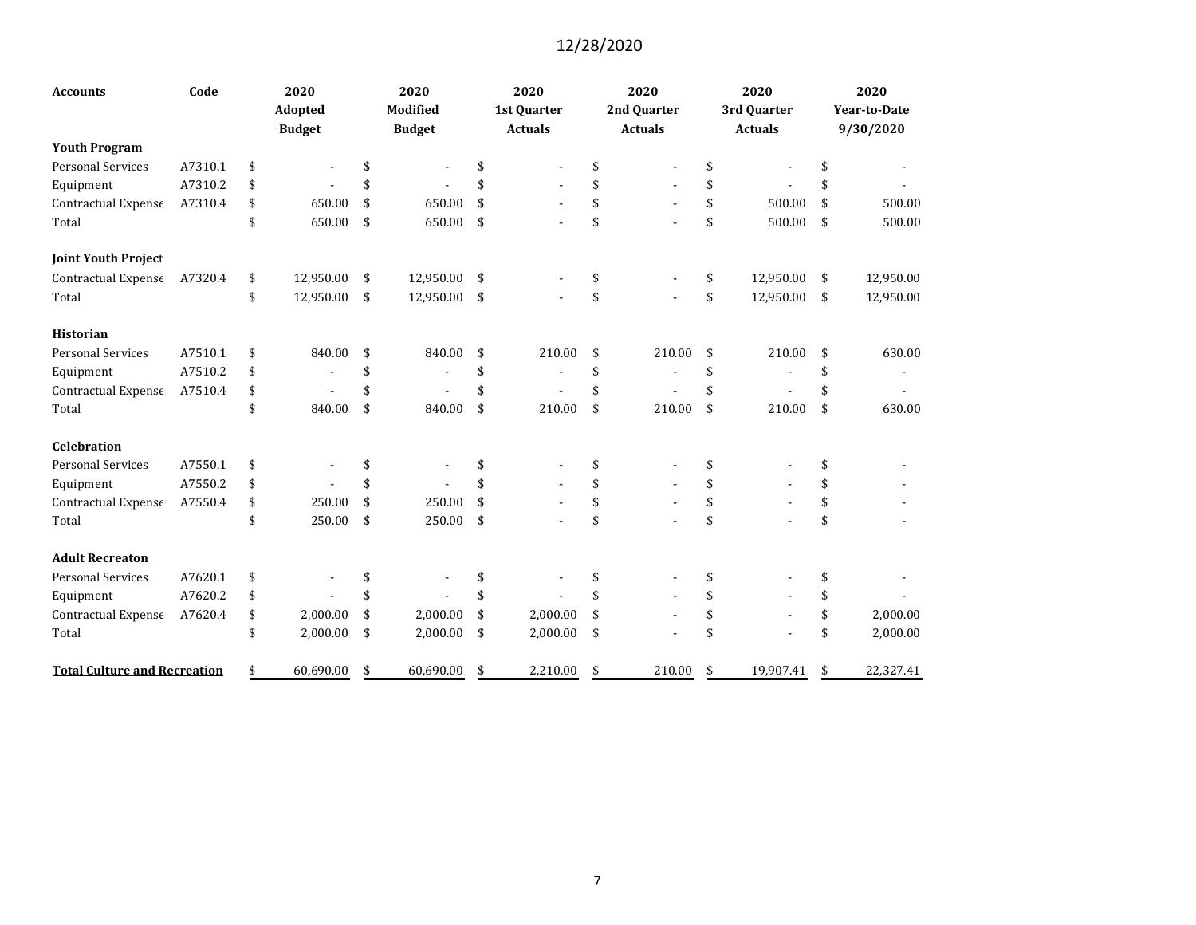12/28/2020

| Accounts | Code | 2020 Adopted Budget | 2020 Modified Budget | 2020 1st Quarter Actuals | 2020 2nd Quarter Actuals | 2020 3rd Quarter Actuals | 2020 Year-to-Date 9/30/2020 |
|---|---|---|---|---|---|---|---|
| **Youth Program** | | | | | | | |
| Personal Services | A7310.1 | $ - | $ - | $ - | $ - | $ - | $ - |
| Equipment | A7310.2 | $ - | $ - | $ - | $ - | $ - | $ - |
| Contractual Expense | A7310.4 | $ 650.00 | $ 650.00 | $ - | $ - | $ 500.00 | $ 500.00 |
| Total | | $ 650.00 | $ 650.00 | $ - | $ - | $ 500.00 | $ 500.00 |
| **Joint Youth Project** | | | | | | | |
| Contractual Expense | A7320.4 | $ 12,950.00 | $ 12,950.00 | $ - | $ - | $ 12,950.00 | $ 12,950.00 |
| Total | | $ 12,950.00 | $ 12,950.00 | $ - | $ - | $ 12,950.00 | $ 12,950.00 |
| **Historian** | | | | | | | |
| Personal Services | A7510.1 | $ 840.00 | $ 840.00 | $ 210.00 | $ 210.00 | $ 210.00 | $ 630.00 |
| Equipment | A7510.2 | $ - | $ - | $ - | $ - | $ - | $ - |
| Contractual Expense | A7510.4 | $ - | $ - | $ - | $ - | $ - | $ - |
| Total | | $ 840.00 | $ 840.00 | $ 210.00 | $ 210.00 | $ 210.00 | $ 630.00 |
| **Celebration** | | | | | | | |
| Personal Services | A7550.1 | $ - | $ - | $ - | $ - | $ - | $ - |
| Equipment | A7550.2 | $ - | $ - | $ - | $ - | $ - | $ - |
| Contractual Expense | A7550.4 | $ 250.00 | $ 250.00 | $ - | $ - | $ - | $ - |
| Total | | $ 250.00 | $ 250.00 | $ - | $ - | $ - | $ - |
| **Adult Recreaton** | | | | | | | |
| Personal Services | A7620.1 | $ - | $ - | $ - | $ - | $ - | $ - |
| Equipment | A7620.2 | $ - | $ - | $ - | $ - | $ - | $ - |
| Contractual Expense | A7620.4 | $ 2,000.00 | $ 2,000.00 | $ 2,000.00 | $ - | $ - | $ 2,000.00 |
| Total | | $ 2,000.00 | $ 2,000.00 | $ 2,000.00 | $ - | $ - | $ 2,000.00 |
| **Total Culture and Recreation** | | $ 60,690.00 | $ 60,690.00 | $ 2,210.00 | $ 210.00 | $ 19,907.41 | $ 22,327.41 |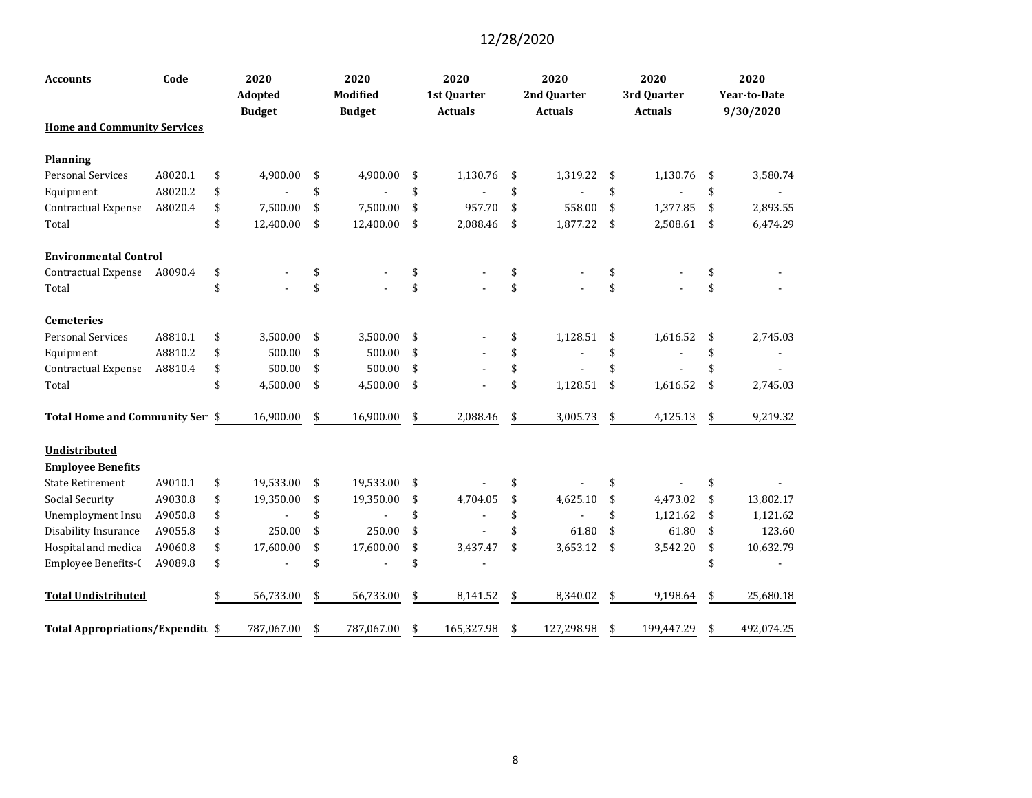12/28/2020

| Accounts | Code | 2020 Adopted Budget | 2020 Modified Budget | 2020 1st Quarter Actuals | 2020 2nd Quarter Actuals | 2020 3rd Quarter Actuals | 2020 Year-to-Date 9/30/2020 |
|---|---|---|---|---|---|---|---|
| **Home and Community Services** | | | | | | | |
| **Planning** | | | | | | | |
| Personal Services | A8020.1 | $ 4,900.00 | $ 4,900.00 | $ 1,130.76 | $ 1,319.22 | $ 1,130.76 | $ 3,580.74 |
| Equipment | A8020.2 | $ - | $ - | $ - | $ - | $ - | $ - |
| Contractual Expense | A8020.4 | $ 7,500.00 | $ 7,500.00 | $ 957.70 | $ 558.00 | $ 1,377.85 | $ 2,893.55 |
| Total | | $ 12,400.00 | $ 12,400.00 | $ 2,088.46 | $ 1,877.22 | $ 2,508.61 | $ 6,474.29 |
| **Environmental Control** | | | | | | | |
| Contractual Expense | A8090.4 | $ - | $ - | $ - | $ - | $ - | $ - |
| Total | | $ - | $ - | $ - | $ - | $ - | $ - |
| **Cemeteries** | | | | | | | |
| Personal Services | A8810.1 | $ 3,500.00 | $ 3,500.00 | $ - | $ 1,128.51 | $ 1,616.52 | $ 2,745.03 |
| Equipment | A8810.2 | $ 500.00 | $ 500.00 | $ - | $ - | $ - | $ - |
| Contractual Expense | A8810.4 | $ 500.00 | $ 500.00 | $ - | $ - | $ - | $ - |
| Total | | $ 4,500.00 | $ 4,500.00 | $ - | $ 1,128.51 | $ 1,616.52 | $ 2,745.03 |
| **Total Home and Community Serv** | | $ 16,900.00 | $ 16,900.00 | $ 2,088.46 | $ 3,005.73 | $ 4,125.13 | $ 9,219.32 |
| **Undistributed** | | | | | | | |
| **Employee Benefits** | | | | | | | |
| State Retirement | A9010.1 | $ 19,533.00 | $ 19,533.00 | $ - | $ - | $ - | $ - |
| Social Security | A9030.8 | $ 19,350.00 | $ 19,350.00 | $ 4,704.05 | $ 4,625.10 | $ 4,473.02 | $ 13,802.17 |
| Unemployment Insu | A9050.8 | $ - | $ - | $ - | $ - | $ 1,121.62 | $ 1,121.62 |
| Disability Insurance | A9055.8 | $ 250.00 | $ 250.00 | $ - | $ 61.80 | $ 61.80 | $ 123.60 |
| Hospital and medica | A9060.8 | $ 17,600.00 | $ 17,600.00 | $ 3,437.47 | $ 3,653.12 | $ 3,542.20 | $ 10,632.79 |
| Employee Benefits-( | A9089.8 | $ - | $ - | $ - | | | $ - |
| **Total Undistributed** | | $ 56,733.00 | $ 56,733.00 | $ 8,141.52 | $ 8,340.02 | $ 9,198.64 | $ 25,680.18 |
| **Total Appropriations/Expenditu** | | $ 787,067.00 | $ 787,067.00 | $ 165,327.98 | $ 127,298.98 | $ 199,447.29 | $ 492,074.25 |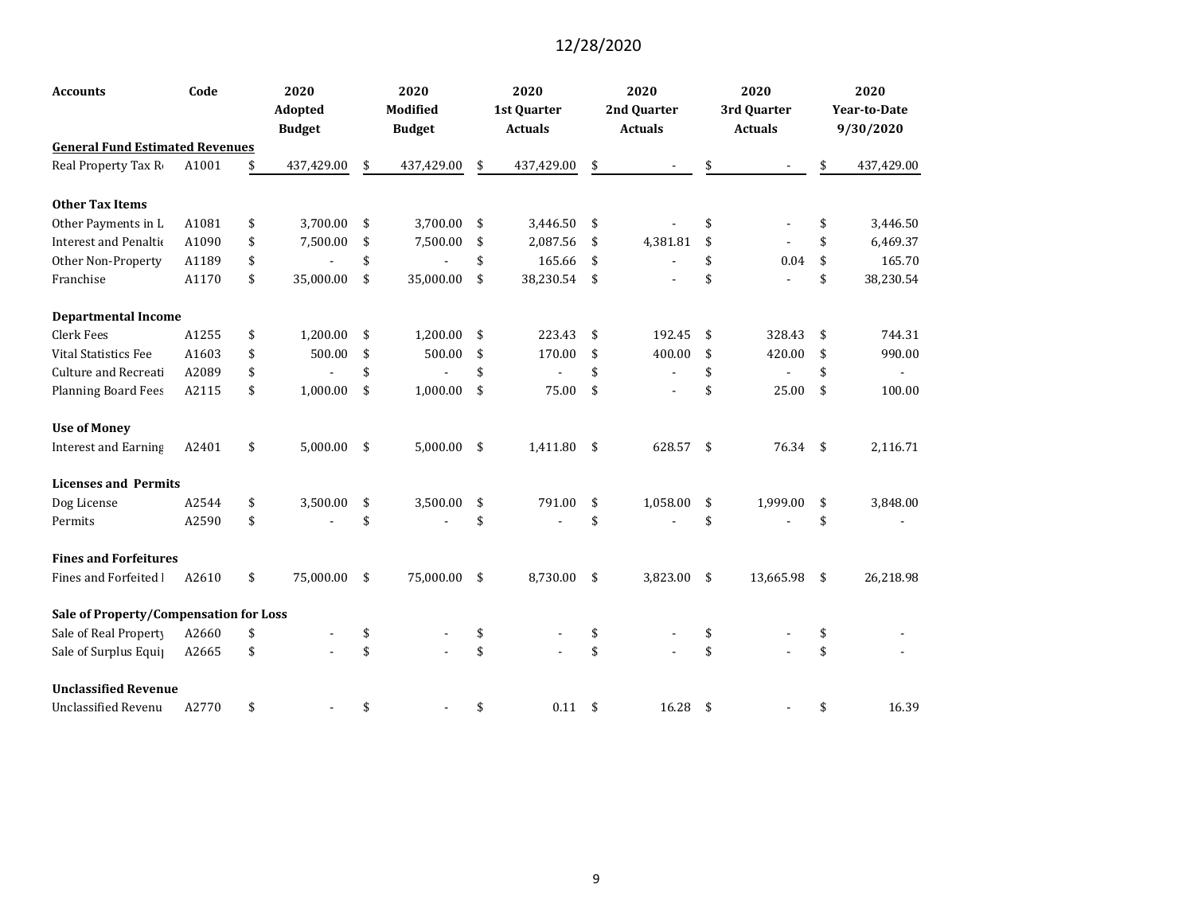12/28/2020

| Accounts | Code | 2020 Adopted Budget | 2020 Modified Budget | 2020 1st Quarter Actuals | 2020 2nd Quarter Actuals | 2020 3rd Quarter Actuals | 2020 Year-to-Date 9/30/2020 |
|---|---|---|---|---|---|---|---|
| **General Fund Estimated Revenues** | | | | | | | |
| Real Property Tax R | A1001 | $ 437,429.00 | $ 437,429.00 | $ 437,429.00 | $ - | $ - | $ 437,429.00 |
| | | | | | | | |
| **Other Tax Items** | | | | | | | |
| Other Payments in L | A1081 | $ 3,700.00 | $ 3,700.00 | $ 3,446.50 | $ - | $ - | $ 3,446.50 |
| Interest and Penaltie | A1090 | $ 7,500.00 | $ 7,500.00 | $ 2,087.56 | $ 4,381.81 | $ - | $ 6,469.37 |
| Other Non-Property | A1189 | $ - | $ - | $ 165.66 | $ - | $ 0.04 | $ 165.70 |
| Franchise | A1170 | $ 35,000.00 | $ 35,000.00 | $ 38,230.54 | $ - | $ - | $ 38,230.54 |
| | | | | | | | |
| **Departmental Income** | | | | | | | |
| Clerk Fees | A1255 | $ 1,200.00 | $ 1,200.00 | $ 223.43 | $ 192.45 | $ 328.43 | $ 744.31 |
| Vital Statistics Fee | A1603 | $ 500.00 | $ 500.00 | $ 170.00 | $ 400.00 | $ 420.00 | $ 990.00 |
| Culture and Recreati | A2089 | $ - | $ - | $ - | $ - | $ - | $ - |
| Planning Board Fees | A2115 | $ 1,000.00 | $ 1,000.00 | $ 75.00 | $ - | $ 25.00 | $ 100.00 |
| | | | | | | | |
| **Use of Money** | | | | | | | |
| Interest and Earning | A2401 | $ 5,000.00 | $ 5,000.00 | $ 1,411.80 | $ 628.57 | $ 76.34 | $ 2,116.71 |
| | | | | | | | |
| **Licenses and Permits** | | | | | | | |
| Dog License | A2544 | $ 3,500.00 | $ 3,500.00 | $ 791.00 | $ 1,058.00 | $ 1,999.00 | $ 3,848.00 |
| Permits | A2590 | $ - | $ - | $ - | $ - | $ - | $ - |
| | | | | | | | |
| **Fines and Forfeitures** | | | | | | | |
| Fines and Forfeited I | A2610 | $ 75,000.00 | $ 75,000.00 | $ 8,730.00 | $ 3,823.00 | $ 13,665.98 | $ 26,218.98 |
| | | | | | | | |
| **Sale of Property/Compensation for Loss** | | | | | | | |
| Sale of Real Property | A2660 | $ - | $ - | $ - | $ - | $ - | $ - |
| Sale of Surplus Equi | A2665 | $ - | $ - | $ - | $ - | $ - | $ - |
| | | | | | | | |
| **Unclassified Revenue** | | | | | | | |
| Unclassified Revenu | A2770 | $ - | $ - | $ 0.11 | $ 16.28 | $ - | $ 16.39 |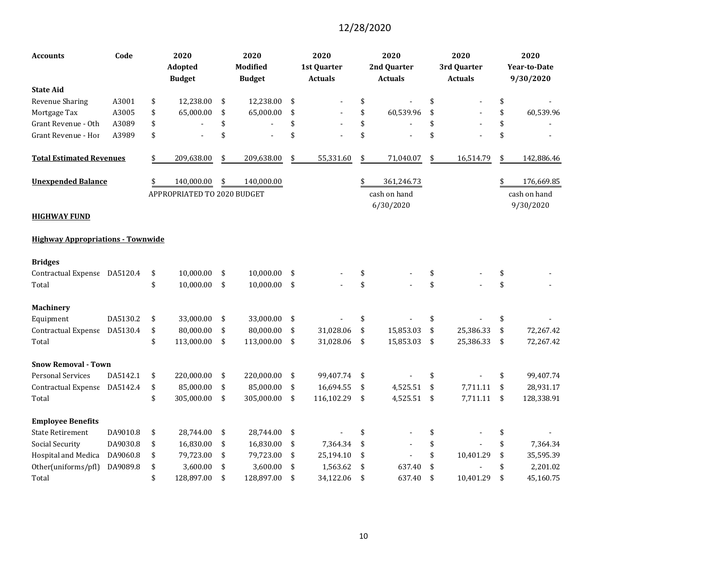12/28/2020

| Accounts | Code | 2020 Adopted Budget | 2020 Modified Budget | 2020 1st Quarter Actuals | 2020 2nd Quarter Actuals | 2020 3rd Quarter Actuals | 2020 Year-to-Date 9/30/2020 |
|---|---|---|---|---|---|---|---|
| **State Aid** | | | | | | | |
| Revenue Sharing | A3001 | $ 12,238.00 | $ 12,238.00 | $ - | $ - | $ - | $ - |
| Mortgage Tax | A3005 | $ 65,000.00 | $ 65,000.00 | $ - | $ 60,539.96 | $ - | $ 60,539.96 |
| Grant Revenue - Oth | A3089 | $ - | $ - | $ - | $ - | $ - | $ - |
| Grant Revenue - Hor | A3989 | $ - | $ - | $ - | $ - | $ - | $ - |
| **Total Estimated Revenues** | | $ 209,638.00 | $ 209,638.00 | $ 55,331.60 | $ 71,040.07 | $ 16,514.79 | $ 142,886.46 |
| **Unexpended Balance** | | $ 140,000.00 | $ 140,000.00 | | $ 361,246.73 | | $ 176,669.85 |
| | | APPROPRIATED TO 2020 BUDGET | | | cash on hand 6/30/2020 | | cash on hand 9/30/2020 |

**HIGHWAY FUND**

**Highway Appropriations - Townwide**

| Accounts | Code | 2020 Adopted Budget | 2020 Modified Budget | 2020 1st Quarter Actuals | 2020 2nd Quarter Actuals | 2020 3rd Quarter Actuals | 2020 Year-to-Date 9/30/2020 |
|---|---|---|---|---|---|---|---|
| **Bridges** | | | | | | | |
| Contractual Expense | DA5120.4 | $ 10,000.00 | $ 10,000.00 | $ - | $ - | $ - | $ - |
| Total | | $ 10,000.00 | $ 10,000.00 | $ - | $ - | $ - | $ - |
| **Machinery** | | | | | | | |
| Equipment | DA5130.2 | $ 33,000.00 | $ 33,000.00 | $ - | $ - | $ - | $ - |
| Contractual Expense | DA5130.4 | $ 80,000.00 | $ 80,000.00 | $ 31,028.06 | $ 15,853.03 | $ 25,386.33 | $ 72,267.42 |
| Total | | $ 113,000.00 | $ 113,000.00 | $ 31,028.06 | $ 15,853.03 | $ 25,386.33 | $ 72,267.42 |
| **Snow Removal - Town** | | | | | | | |
| Personal Services | DA5142.1 | $ 220,000.00 | $ 220,000.00 | $ 99,407.74 | $ - | $ - | $ 99,407.74 |
| Contractual Expense | DA5142.4 | $ 85,000.00 | $ 85,000.00 | $ 16,694.55 | $ 4,525.51 | $ 7,711.11 | $ 28,931.17 |
| Total | | $ 305,000.00 | $ 305,000.00 | $ 116,102.29 | $ 4,525.51 | $ 7,711.11 | $ 128,338.91 |
| **Employee Benefits** | | | | | | | |
| State Retirement | DA9010.8 | $ 28,744.00 | $ 28,744.00 | $ - | $ - | $ - | $ - |
| Social Security | DA9030.8 | $ 16,830.00 | $ 16,830.00 | $ 7,364.34 | $ - | $ - | $ 7,364.34 |
| Hospital and Medica | DA9060.8 | $ 79,723.00 | $ 79,723.00 | $ 25,194.10 | $ - | $ 10,401.29 | $ 35,595.39 |
| Other(uniforms/pfl) | DA9089.8 | $ 3,600.00 | $ 3,600.00 | $ 1,563.62 | $ 637.40 | $ - | $ 2,201.02 |
| Total | | $ 128,897.00 | $ 128,897.00 | $ 34,122.06 | $ 637.40 | $ 10,401.29 | $ 45,160.75 |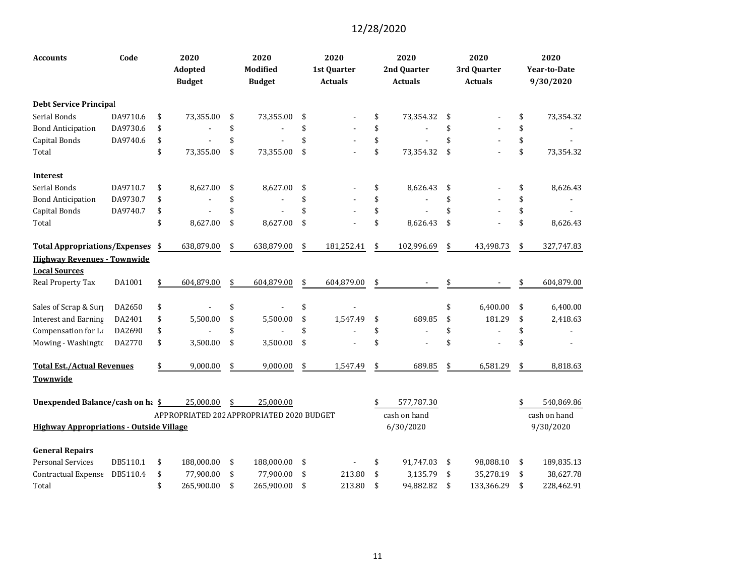12/28/2020

| Accounts | Code | 2020 Adopted Budget | 2020 Modified Budget | 2020 1st Quarter Actuals | 2020 2nd Quarter Actuals | 2020 3rd Quarter Actuals | 2020 Year-to-Date 9/30/2020 |
|---|---|---|---|---|---|---|---|
| **Debt Service Principal** | | | | | | | |
| Serial Bonds | DA9710.6 | $ 73,355.00 | $ 73,355.00 | $ - | $ 73,354.32 | $ - | $ 73,354.32 |
| Bond Anticipation | DA9730.6 | $ - | $ - | $ - | $ - | $ - | $ - |
| Capital Bonds | DA9740.6 | $ - | $ - | $ - | $ - | $ - | $ - |
| Total | | $ 73,355.00 | $ 73,355.00 | $ - | $ 73,354.32 | $ - | $ 73,354.32 |
| **Interest** | | | | | | | |
| Serial Bonds | DA9710.7 | $ 8,627.00 | $ 8,627.00 | $ - | $ 8,626.43 | $ - | $ 8,626.43 |
| Bond Anticipation | DA9730.7 | $ - | $ - | $ - | $ - | $ - | $ - |
| Capital Bonds | DA9740.7 | $ - | $ - | $ - | $ - | $ - | $ - |
| Total | | $ 8,627.00 | $ 8,627.00 | $ - | $ 8,626.43 | $ - | $ 8,626.43 |
| **Total Appropriations/Expenses** | | $ 638,879.00 | $ 638,879.00 | $ 181,252.41 | $ 102,996.69 | $ 43,498.73 | $ 327,747.83 |
| **Highway Revenues - Townwide** | | | | | | | |
| **Local Sources** | | | | | | | |
| Real Property Tax | DA1001 | $ 604,879.00 | $ 604,879.00 | $ 604,879.00 | $ - | $ - | $ 604,879.00 |
| Sales of Scrap & Surp | DA2650 | $ - | $ - | $ - | | $ 6,400.00 | $ 6,400.00 |
| Interest and Earning | DA2401 | $ 5,500.00 | $ 5,500.00 | $ 1,547.49 | $ 689.85 | $ 181.29 | $ 2,418.63 |
| Compensation for Lo | DA2690 | $ - | $ - | $ - | $ - | $ - | $ - |
| Mowing - Washingto | DA2770 | $ 3,500.00 | $ 3,500.00 | $ - | $ - | $ - | $ - |
| **Total Est./Actual Revenues Townwide** | | $ 9,000.00 | $ 9,000.00 | $ 1,547.49 | $ 689.85 | $ 6,581.29 | $ 8,818.63 |
| **Unexpended Balance/cash on ha** | | $ 25,000.00 | $ 25,000.00 | | $ 577,787.30 | | $ 540,869.86 |
| | | APPROPRIATED 202 | APPROPRIATED 2020 BUDGET | | cash on hand 6/30/2020 | | cash on hand 9/30/2020 |
| **Highway Appropriations - Outside Village** | | | | | | | |
| **General Repairs** | | | | | | | |
| Personal Services | DB5110.1 | $ 188,000.00 | $ 188,000.00 | $ - | $ 91,747.03 | $ 98,088.10 | $ 189,835.13 |
| Contractual Expense | DB5110.4 | $ 77,900.00 | $ 77,900.00 | $ 213.80 | $ 3,135.79 | $ 35,278.19 | $ 38,627.78 |
| Total | | $ 265,900.00 | $ 265,900.00 | $ 213.80 | $ 94,882.82 | $ 133,366.29 | $ 228,462.91 |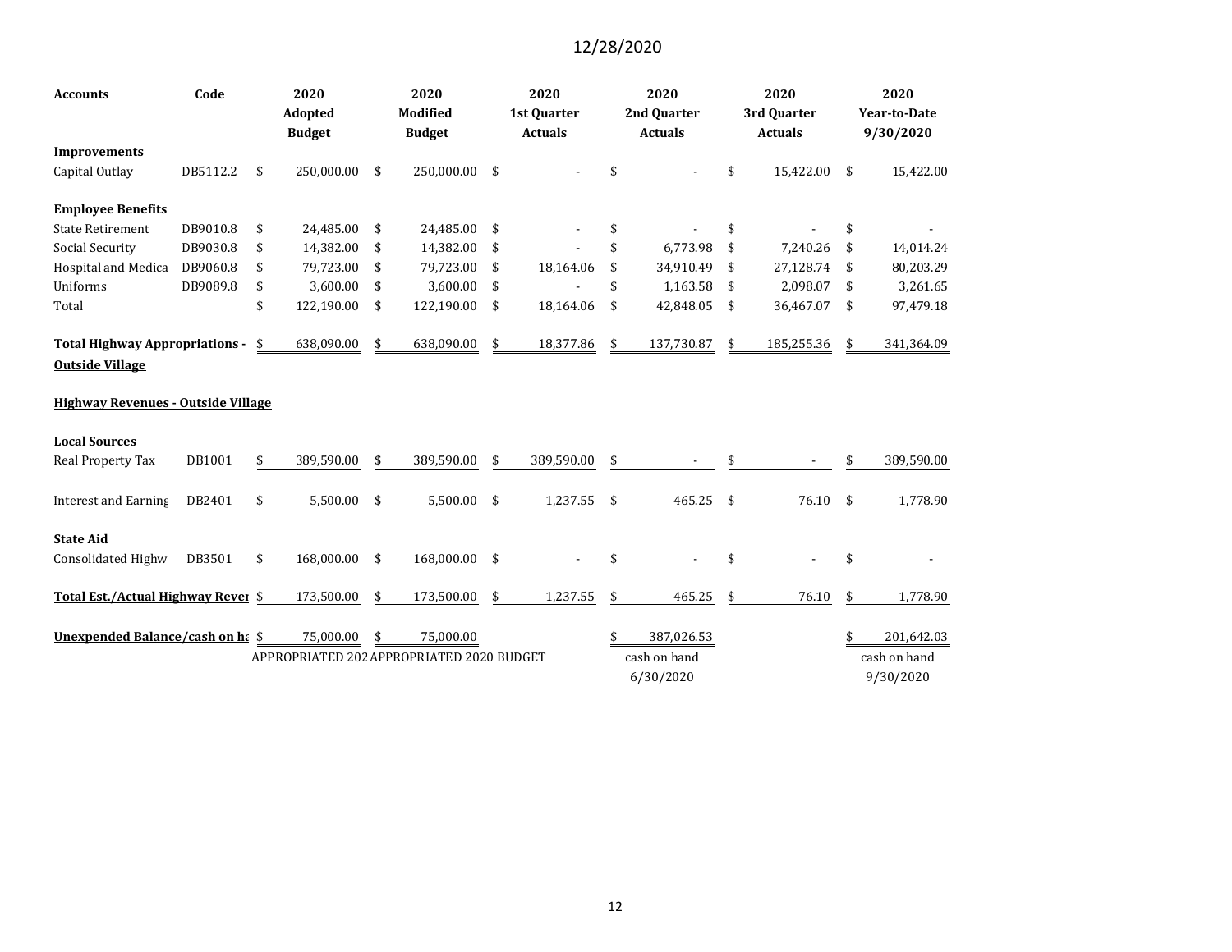12/28/2020

| Accounts | Code | 2020 Adopted Budget | 2020 Modified Budget | 2020 1st Quarter Actuals | 2020 2nd Quarter Actuals | 2020 3rd Quarter Actuals | 2020 Year-to-Date 9/30/2020 |
|---|---|---|---|---|---|---|---|
| **Improvements** | | | | | | | |
| Capital Outlay | DB5112.2 | $ 250,000.00 | $ 250,000.00 | $ - | $ - | $ 15,422.00 | $ 15,422.00 |
| | | | | | | | |
| **Employee Benefits** | | | | | | | |
| State Retirement | DB9010.8 | $ 24,485.00 | $ 24,485.00 | $ - | $ - | $ - | $ - |
| Social Security | DB9030.8 | $ 14,382.00 | $ 14,382.00 | $ - | $ 6,773.98 | $ 7,240.26 | $ 14,014.24 |
| Hospital and Medica | DB9060.8 | $ 79,723.00 | $ 79,723.00 | $ 18,164.06 | $ 34,910.49 | $ 27,128.74 | $ 80,203.29 |
| Uniforms | DB9089.8 | $ 3,600.00 | $ 3,600.00 | $ - | $ 1,163.58 | $ 2,098.07 | $ 3,261.65 |
| Total | | $ 122,190.00 | $ 122,190.00 | $ 18,164.06 | $ 42,848.05 | $ 36,467.07 | $ 97,479.18 |
| | | | | | | | |
| **Total Highway Appropriations - Outside Village** | | $ 638,090.00 | $ 638,090.00 | $ 18,377.86 | $ 137,730.87 | $ 185,255.36 | $ 341,364.09 |
| | | | | | | | |
| **Highway Revenues - Outside Village** | | | | | | | |
| | | | | | | | |
| **Local Sources** | | | | | | | |
| Real Property Tax | DB1001 | $ 389,590.00 | $ 389,590.00 | $ 389,590.00 | $ - | $ - | $ 389,590.00 |
| | | | | | | | |
| Interest and Earning | DB2401 | $ 5,500.00 | $ 5,500.00 | $ 1,237.55 | $ 465.25 | $ 76.10 | $ 1,778.90 |
| | | | | | | | |
| **State Aid** | | | | | | | |
| Consolidated Highw | DB3501 | $ 168,000.00 | $ 168,000.00 | $ - | $ - | $ - | $ - |
| | | | | | | | |
| **Total Est./Actual Highway Rever** | | $ 173,500.00 | $ 173,500.00 | $ 1,237.55 | $ 465.25 | $ 76.10 | $ 1,778.90 |
| | | | | | | | |
| **Unexpended Balance/cash on ha** | | $ 75,000.00 | $ 75,000.00 | | $ 387,026.53 | | $ 201,642.03 |
| | | APPROPRIATED 202 | APPROPRIATED 2020 BUDGET | | cash on hand 6/30/2020 | | cash on hand 9/30/2020 |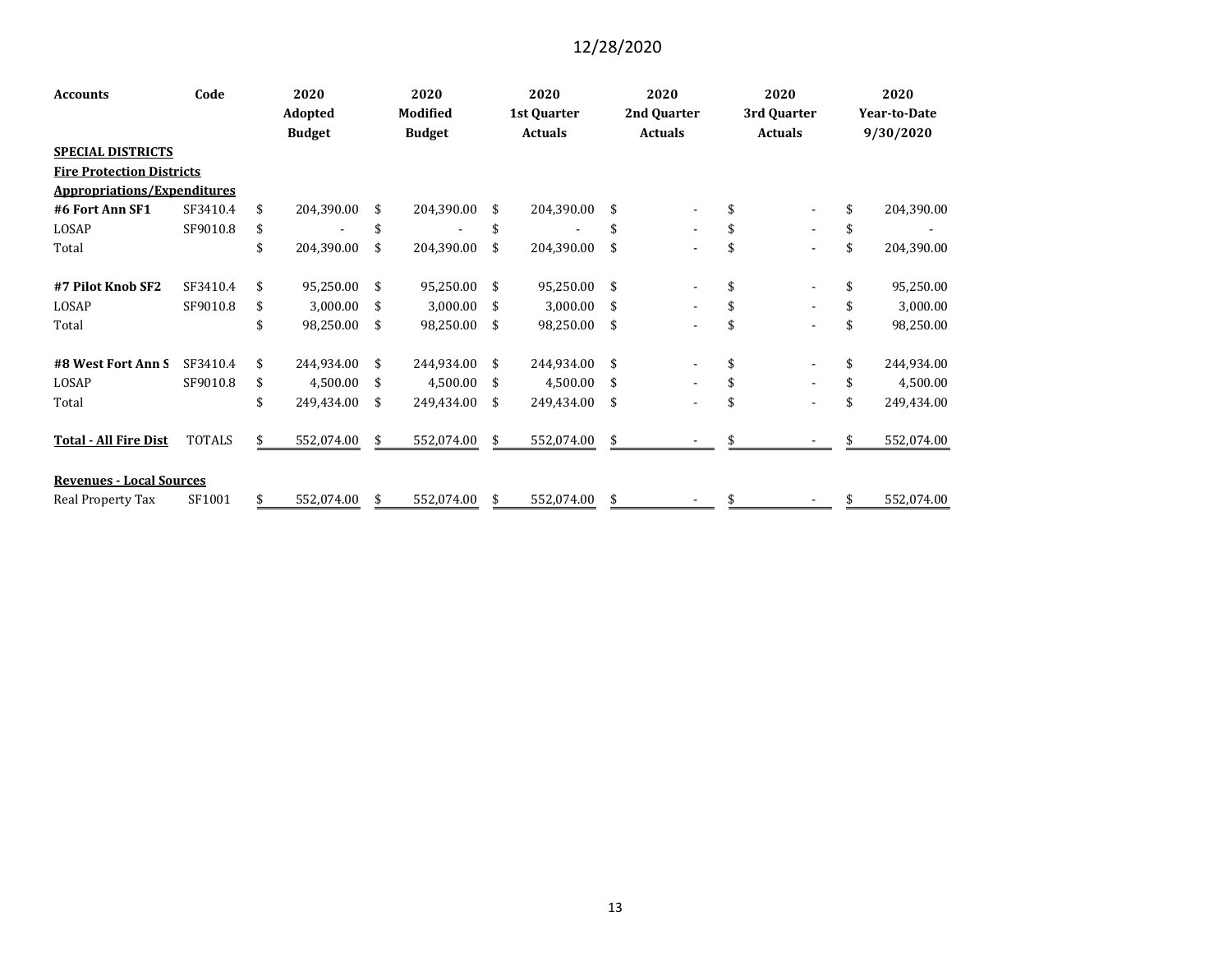12/28/2020

| Accounts | Code | 2020 Adopted Budget | 2020 Modified Budget | 2020 1st Quarter Actuals | 2020 2nd Quarter Actuals | 2020 3rd Quarter Actuals | 2020 Year-to-Date 9/30/2020 |
|---|---|---|---|---|---|---|---|
| **SPECIAL DISTRICTS** | | | | | | | |
| **Fire Protection Districts** | | | | | | | |
| **Appropriations/Expenditures** | | | | | | | |
| **#6 Fort Ann SF1** | SF3410.4 | $ 204,390.00 | $ 204,390.00 | $ 204,390.00 | $ - | $ - | $ 204,390.00 |
| LOSAP | SF9010.8 | $ - | $ - | $ - | $ - | $ - | $ - |
| Total | | $ 204,390.00 | $ 204,390.00 | $ 204,390.00 | $ - | $ - | $ 204,390.00 |
| **#7 Pilot Knob SF2** | SF3410.4 | $ 95,250.00 | $ 95,250.00 | $ 95,250.00 | $ - | $ - | $ 95,250.00 |
| LOSAP | SF9010.8 | $ 3,000.00 | $ 3,000.00 | $ 3,000.00 | $ - | $ - | $ 3,000.00 |
| Total | | $ 98,250.00 | $ 98,250.00 | $ 98,250.00 | $ - | $ - | $ 98,250.00 |
| **#8 West Fort Ann S** | SF3410.4 | $ 244,934.00 | $ 244,934.00 | $ 244,934.00 | $ - | $ - | $ 244,934.00 |
| LOSAP | SF9010.8 | $ 4,500.00 | $ 4,500.00 | $ 4,500.00 | $ - | $ - | $ 4,500.00 |
| Total | | $ 249,434.00 | $ 249,434.00 | $ 249,434.00 | $ - | $ - | $ 249,434.00 |
| **Total - All Fire Dist** | TOTALS | $ 552,074.00 | $ 552,074.00 | $ 552,074.00 | $ - | $ - | $ 552,074.00 |
| **Revenues - Local Sources** | | | | | | | |
| Real Property Tax | SF1001 | $ 552,074.00 | $ 552,074.00 | $ 552,074.00 | $ - | $ - | $ 552,074.00 |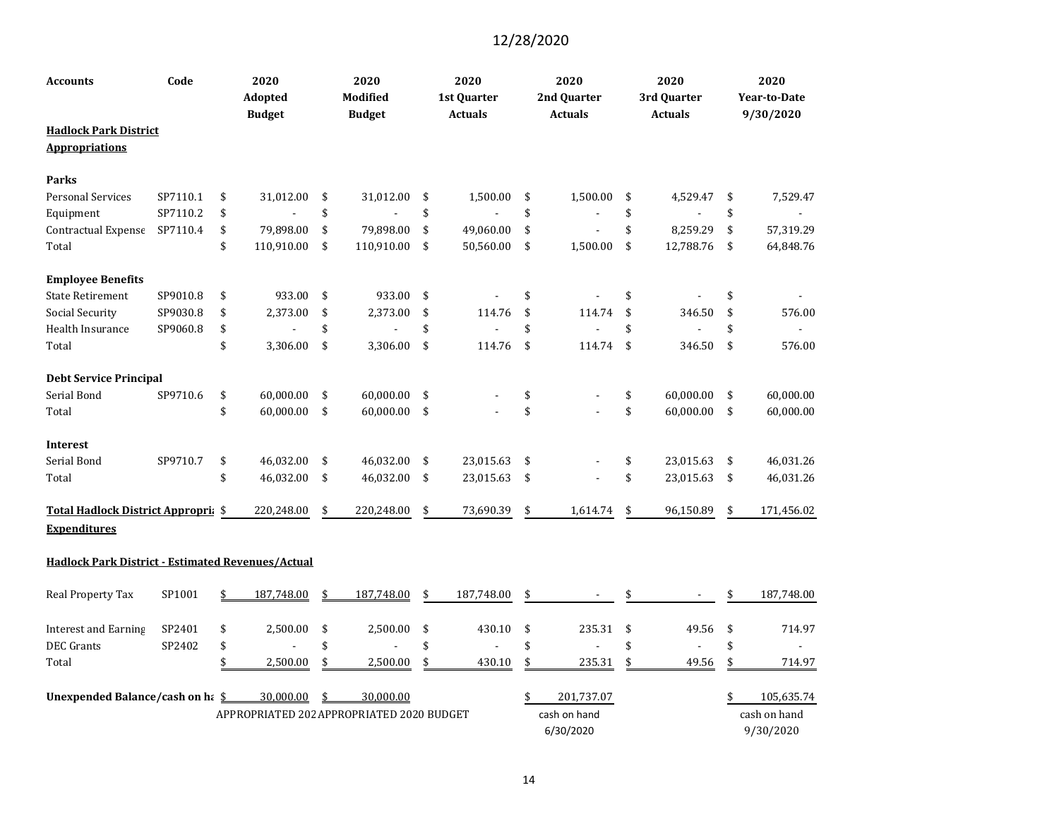12/28/2020

| Accounts | Code | 2020 Adopted Budget | 2020 Modified Budget | 2020 1st Quarter Actuals | 2020 2nd Quarter Actuals | 2020 3rd Quarter Actuals | 2020 Year-to-Date 9/30/2020 |
|---|---|---|---|---|---|---|---|
| **Hadlock Park District** | | | | | | | |
| **Appropriations** | | | | | | | |
| **Parks** | | | | | | | |
| Personal Services | SP7110.1 | $ 31,012.00 | $ 31,012.00 | $ 1,500.00 | $ 1,500.00 | $ 4,529.47 | $ 7,529.47 |
| Equipment | SP7110.2 | $ - | $ - | $ - | $ - | $ - | $ - |
| Contractual Expense | SP7110.4 | $ 79,898.00 | $ 79,898.00 | $ 49,060.00 | $ - | $ 8,259.29 | $ 57,319.29 |
| Total | | $ 110,910.00 | $ 110,910.00 | $ 50,560.00 | $ 1,500.00 | $ 12,788.76 | $ 64,848.76 |
| **Employee Benefits** | | | | | | | |
| State Retirement | SP9010.8 | $ 933.00 | $ 933.00 | $ - | $ - | $ - | $ - |
| Social Security | SP9030.8 | $ 2,373.00 | $ 2,373.00 | $ 114.76 | $ 114.74 | $ 346.50 | $ 576.00 |
| Health Insurance | SP9060.8 | $ - | $ - | $ - | $ - | $ - | $ - |
| Total | | $ 3,306.00 | $ 3,306.00 | $ 114.76 | $ 114.74 | $ 346.50 | $ 576.00 |
| **Debt Service Principal** | | | | | | | |
| Serial Bond | SP9710.6 | $ 60,000.00 | $ 60,000.00 | $ - | $ - | $ 60,000.00 | $ 60,000.00 |
| Total | | $ 60,000.00 | $ 60,000.00 | $ - | $ - | $ 60,000.00 | $ 60,000.00 |
| **Interest** | | | | | | | |
| Serial Bond | SP9710.7 | $ 46,032.00 | $ 46,032.00 | $ 23,015.63 | $ - | $ 23,015.63 | $ 46,031.26 |
| Total | | $ 46,032.00 | $ 46,032.00 | $ 23,015.63 | $ - | $ 23,015.63 | $ 46,031.26 |
| **Total Hadlock District Appropriations Expenditures** | | $ 220,248.00 | $ 220,248.00 | $ 73,690.39 | $ 1,614.74 | $ 96,150.89 | $ 171,456.02 |
| **Hadlock Park District - Estimated Revenues/Actual** | | | | | | | |
| Real Property Tax | SP1001 | $ 187,748.00 | $ 187,748.00 | $ 187,748.00 | $ - | $ - | $ 187,748.00 |
| Interest and Earnings | SP2401 | $ 2,500.00 | $ 2,500.00 | $ 430.10 | $ 235.31 | $ 49.56 | $ 714.97 |
| DEC Grants | SP2402 | $ - | $ - | $ - | $ - | $ - | $ - |
| Total | | $ 2,500.00 | $ 2,500.00 | $ 430.10 | $ 235.31 | $ 49.56 | $ 714.97 |
| **Unexpended Balance/cash on hand** | | $ 30,000.00 | $ 30,000.00 | | $ 201,737.07 | | $ 105,635.74 |
| | | APPROPRIATED 2020 | APPROPRIATED 2020 BUDGET | | cash on hand 6/30/2020 | | cash on hand 9/30/2020 |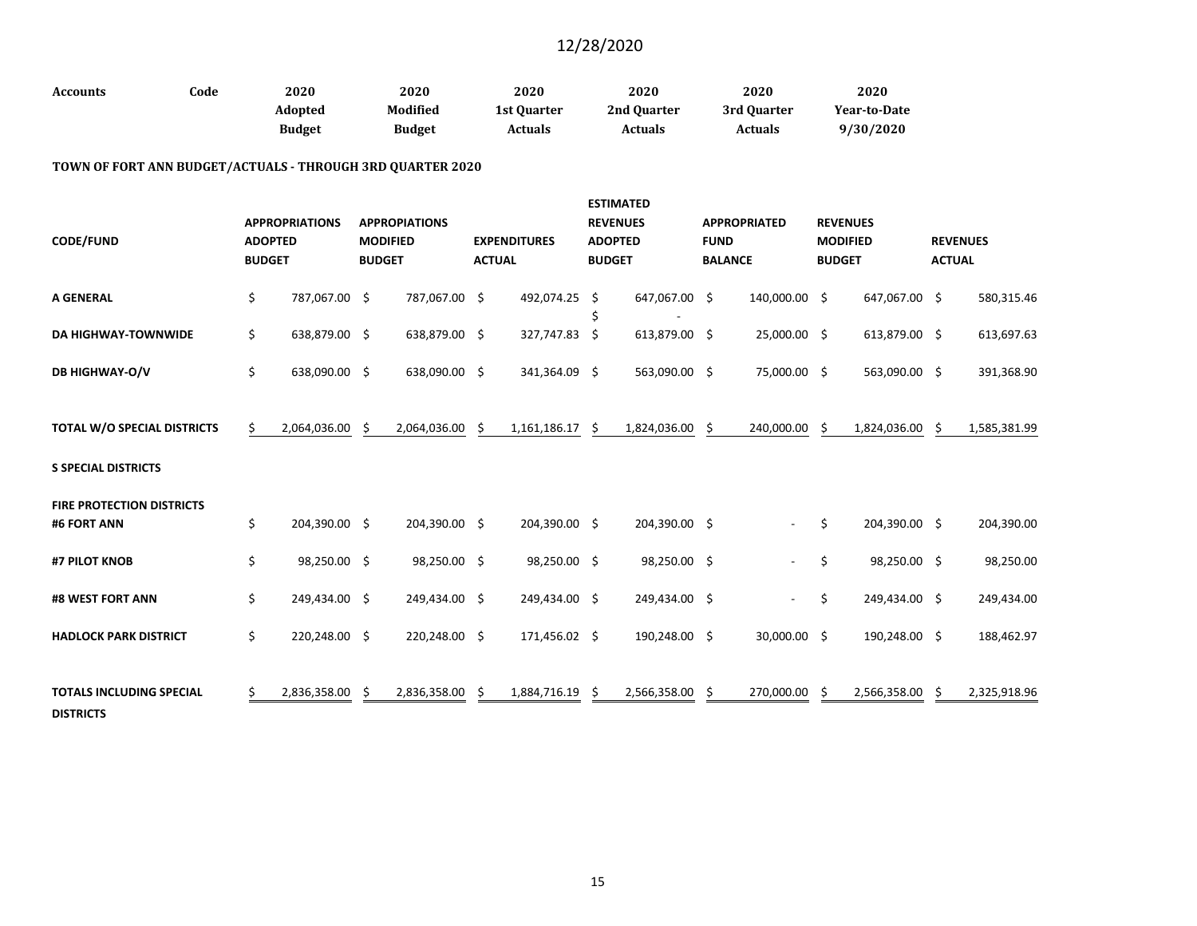12/28/2020

| Accounts | Code | 2020 Adopted Budget | 2020 Modified Budget | 2020 1st Quarter Actuals | 2020 2nd Quarter Actuals | 2020 3rd Quarter Actuals | 2020 Year-to-Date 9/30/2020 |
|---|---|---|---|---|---|---|---|

**TOWN OF FORT ANN BUDGET/ACTUALS - THROUGH 3RD QUARTER 2020**

| CODE/FUND | APPROPRIATIONS ADOPTED BUDGET | APPROPRIATIONS MODIFIED BUDGET | EXPENDITURES ACTUAL | ESTIMATED REVENUES ADOPTED BUDGET | APPROPRIATED FUND BALANCE | REVENUES MODIFIED BUDGET | REVENUES ACTUAL |
|---|---|---|---|---|---|---|---|
| **A GENERAL** | $ 787,067.00 | $ 787,067.00 | $ 492,074.25 | $ 647,067.00 | $ 140,000.00 | $ 647,067.00 | $ 580,315.46 |
| | | | | $ - | | | |
| **DA HIGHWAY-TOWNWIDE** | $ 638,879.00 | $ 638,879.00 | $ 327,747.83 | $ 613,879.00 | $ 25,000.00 | $ 613,879.00 | $ 613,697.63 |
| **DB HIGHWAY-O/V** | $ 638,090.00 | $ 638,090.00 | $ 341,364.09 | $ 563,090.00 | $ 75,000.00 | $ 563,090.00 | $ 391,368.90 |
| **TOTAL W/O SPECIAL DISTRICTS** | $ 2,064,036.00 | $ 2,064,036.00 | $ 1,161,186.17 | $ 1,824,036.00 | $ 240,000.00 | $ 1,824,036.00 | $ 1,585,381.99 |
| **S SPECIAL DISTRICTS** | | | | | | | |
| **FIRE PROTECTION DISTRICTS** | | | | | | | |
| **#6 FORT ANN** | $ 204,390.00 | $ 204,390.00 | $ 204,390.00 | $ 204,390.00 | $ - | $ 204,390.00 | $ 204,390.00 |
| **#7 PILOT KNOB** | $ 98,250.00 | $ 98,250.00 | $ 98,250.00 | $ 98,250.00 | $ - | $ 98,250.00 | $ 98,250.00 |
| **#8 WEST FORT ANN** | $ 249,434.00 | $ 249,434.00 | $ 249,434.00 | $ 249,434.00 | $ - | $ 249,434.00 | $ 249,434.00 |
| **HADLOCK PARK DISTRICT** | $ 220,248.00 | $ 220,248.00 | $ 171,456.02 | $ 190,248.00 | $ 30,000.00 | $ 190,248.00 | $ 188,462.97 |
| **TOTALS INCLUDING SPECIAL DISTRICTS** | $ 2,836,358.00 | $ 2,836,358.00 | $ 1,884,716.19 | $ 2,566,358.00 | $ 270,000.00 | $ 2,566,358.00 | $ 2,325,918.96 |